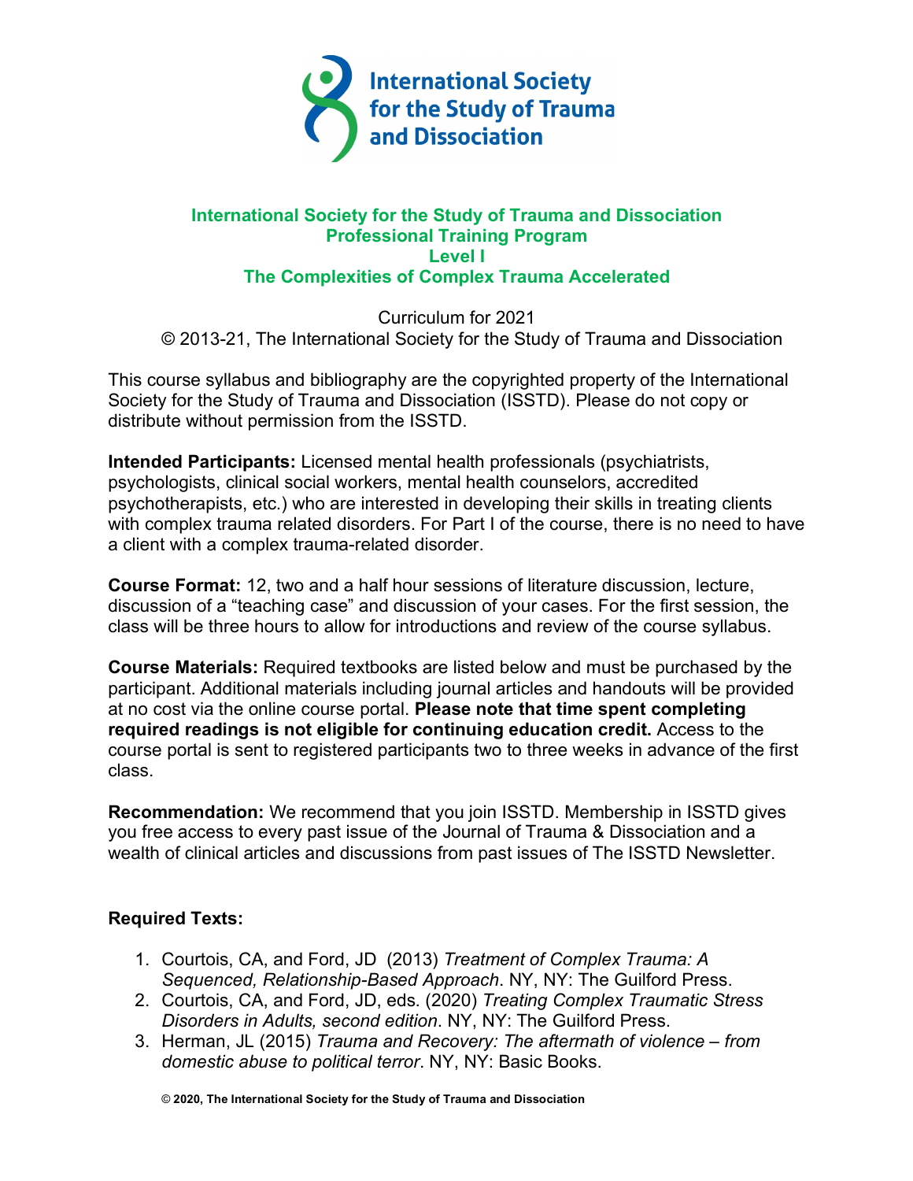International Society for the Study of Trauma and Dissociation

# International Society for the Study of Trauma and Dissociation
## Professional Training Program
## Level I
## The Complexities of Complex Trauma Accelerated

Curriculum for 2021
© 2013-21, The International Society for the Study of Trauma and Dissociation

This course syllabus and bibliography are the copyrighted property of the International Society for the Study of Trauma and Dissociation (ISSTD). Please do not copy or distribute without permission from the ISSTD.

**Intended Participants:** Licensed mental health professionals (psychiatrists, psychologists, clinical social workers, mental health counselors, accredited psychotherapists, etc.) who are interested in developing their skills in treating clients with complex trauma related disorders. For Part I of the course, there is no need to have a client with a complex trauma-related disorder.

**Course Format:** 12, two and a half hour sessions of literature discussion, lecture, discussion of a "teaching case" and discussion of your cases. For the first session, the class will be three hours to allow for introductions and review of the course syllabus.

**Course Materials:** Required textbooks are listed below and must be purchased by the participant. Additional materials including journal articles and handouts will be provided at no cost via the online course portal. **Please note that time spent completing required readings is not eligible for continuing education credit.** Access to the course portal is sent to registered participants two to three weeks in advance of the first class.

**Recommendation:** We recommend that you join ISSTD. Membership in ISSTD gives you free access to every past issue of the Journal of Trauma & Dissociation and a wealth of clinical articles and discussions from past issues of The ISSTD Newsletter.

**Required Texts:**

1. Courtois, CA, and Ford, JD (2013) *Treatment of Complex Trauma: A Sequenced, Relationship-Based Approach*. NY, NY: The Guilford Press.
2. Courtois, CA, and Ford, JD, eds. (2020) *Treating Complex Traumatic Stress Disorders in Adults, second edition*. NY, NY: The Guilford Press.
3. Herman, JL (2015) *Trauma and Recovery: The aftermath of violence – from domestic abuse to political terror*. NY, NY: Basic Books.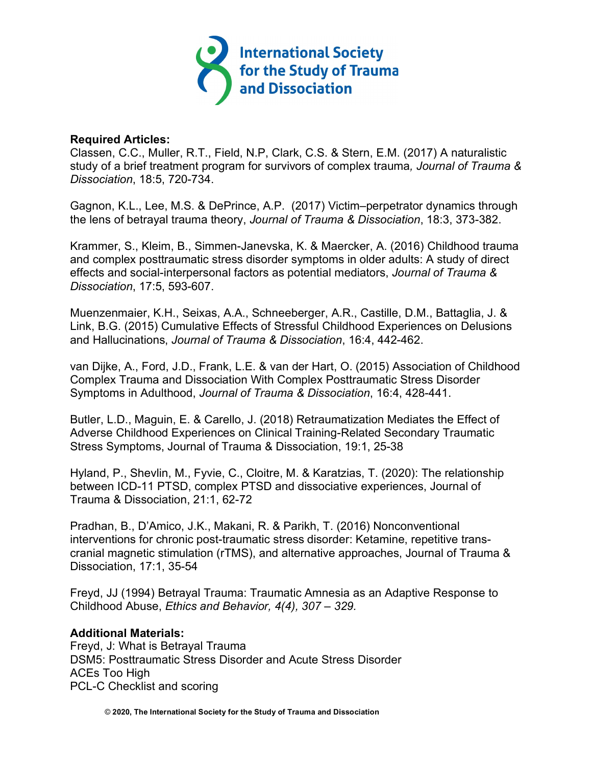**Required Articles:**
Classen, C.C., Muller, R.T., Field, N.P, Clark, C.S. & Stern, E.M. (2017) A naturalistic study of a brief treatment program for survivors of complex trauma*, Journal of Trauma & Dissociation*, 18:5, 720-734.

Gagnon, K.L., Lee, M.S. & DePrince, A.P. (2017) Victim–perpetrator dynamics through the lens of betrayal trauma theory, *Journal of Trauma & Dissociation*, 18:3, 373-382.

Krammer, S., Kleim, B., Simmen-Janevska, K. & Maercker, A. (2016) Childhood trauma and complex posttraumatic stress disorder symptoms in older adults: A study of direct effects and social-interpersonal factors as potential mediators, *Journal of Trauma & Dissociation*, 17:5, 593-607.

Muenzenmaier, K.H., Seixas, A.A., Schneeberger, A.R., Castille, D.M., Battaglia, J. & Link, B.G. (2015) Cumulative Effects of Stressful Childhood Experiences on Delusions and Hallucinations, *Journal of Trauma & Dissociation*, 16:4, 442-462.

van Dijke, A., Ford, J.D., Frank, L.E. & van der Hart, O. (2015) Association of Childhood Complex Trauma and Dissociation With Complex Posttraumatic Stress Disorder Symptoms in Adulthood, *Journal of Trauma & Dissociation*, 16:4, 428-441.

Butler, L.D., Maguin, E. & Carello, J. (2018) Retraumatization Mediates the Effect of Adverse Childhood Experiences on Clinical Training-Related Secondary Traumatic Stress Symptoms, Journal of Trauma & Dissociation, 19:1, 25-38

Hyland, P., Shevlin, M., Fyvie, C., Cloitre, M. & Karatzias, T. (2020): The relationship between ICD-11 PTSD, complex PTSD and dissociative experiences, Journal of Trauma & Dissociation, 21:1, 62-72

Pradhan, B., D'Amico, J.K., Makani, R. & Parikh, T. (2016) Nonconventional interventions for chronic post-traumatic stress disorder: Ketamine, repetitive trans-cranial magnetic stimulation (rTMS), and alternative approaches, Journal of Trauma & Dissociation, 17:1, 35-54

Freyd, JJ (1994) Betrayal Trauma: Traumatic Amnesia as an Adaptive Response to Childhood Abuse, *Ethics and Behavior, 4(4), 307 – 329.*

**Additional Materials:**
Freyd, J: What is Betrayal Trauma
DSM5: Posttraumatic Stress Disorder and Acute Stress Disorder
ACEs Too High
PCL-C Checklist and scoring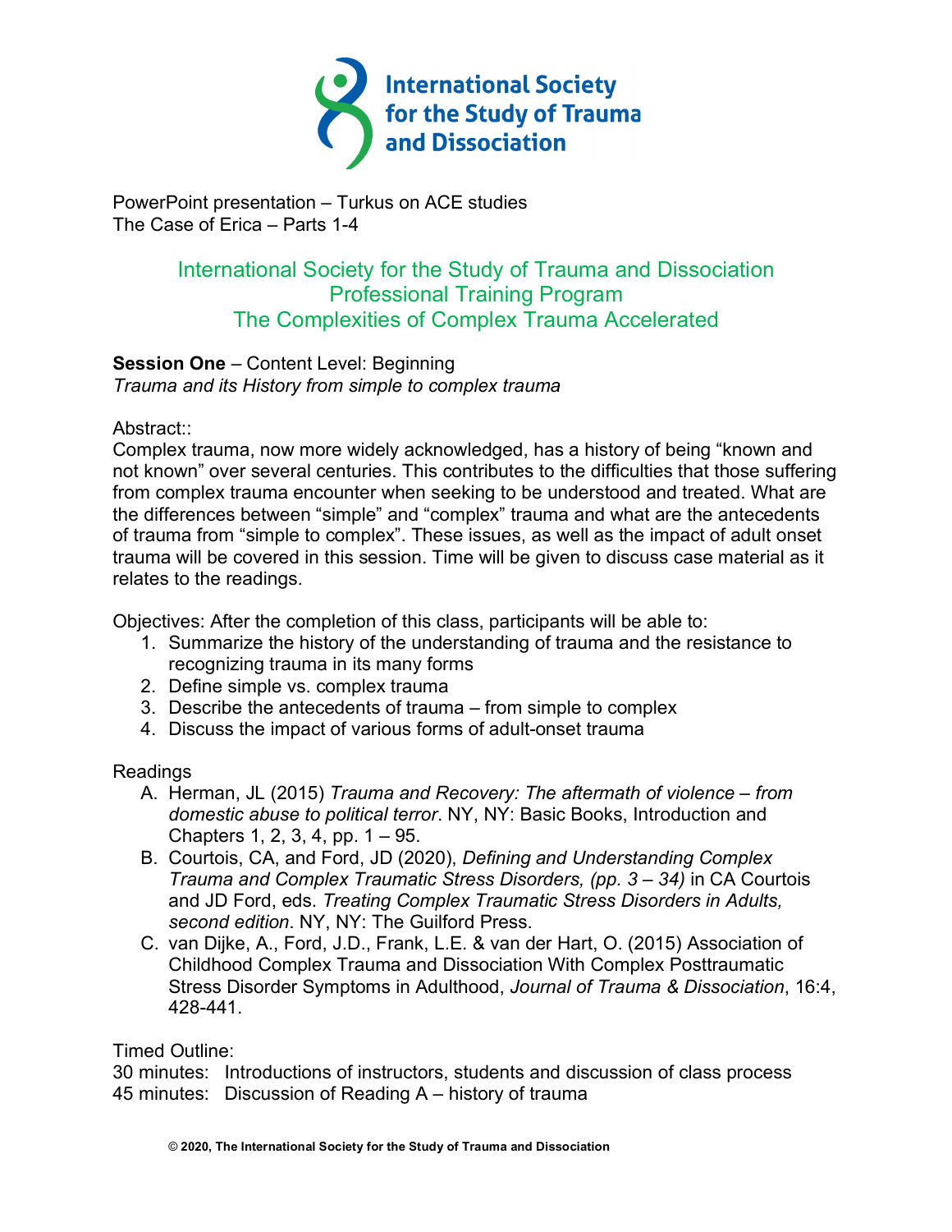PowerPoint presentation – Turkus on ACE studies
The Case of Erica – Parts 1-4

## International Society for the Study of Trauma and Dissociation Professional Training Program The Complexities of Complex Trauma Accelerated

**Session One** – Content Level: Beginning
*Trauma and its History from simple to complex trauma*

Abstract::
Complex trauma, now more widely acknowledged, has a history of being "known and not known" over several centuries. This contributes to the difficulties that those suffering from complex trauma encounter when seeking to be understood and treated. What are the differences between "simple" and "complex" trauma and what are the antecedents of trauma from "simple to complex". These issues, as well as the impact of adult onset trauma will be covered in this session. Time will be given to discuss case material as it relates to the readings.

Objectives: After the completion of this class, participants will be able to:

1. Summarize the history of the understanding of trauma and the resistance to recognizing trauma in its many forms
2. Define simple vs. complex trauma
3. Describe the antecedents of trauma – from simple to complex
4. Discuss the impact of various forms of adult-onset trauma

Readings

A. Herman, JL (2015) *Trauma and Recovery: The aftermath of violence – from domestic abuse to political terror*. NY, NY: Basic Books, Introduction and Chapters 1, 2, 3, 4, pp. 1 – 95.
B. Courtois, CA, and Ford, JD (2020), *Defining and Understanding Complex Trauma and Complex Traumatic Stress Disorders, (pp. 3 – 34)* in CA Courtois and JD Ford, eds. *Treating Complex Traumatic Stress Disorders in Adults, second edition*. NY, NY: The Guilford Press.
C. van Dijke, A., Ford, J.D., Frank, L.E. & van der Hart, O. (2015) Association of Childhood Complex Trauma and Dissociation With Complex Posttraumatic Stress Disorder Symptoms in Adulthood, *Journal of Trauma & Dissociation*, 16:4, 428-441.

Timed Outline:
30 minutes: Introductions of instructors, students and discussion of class process
45 minutes: Discussion of Reading A – history of trauma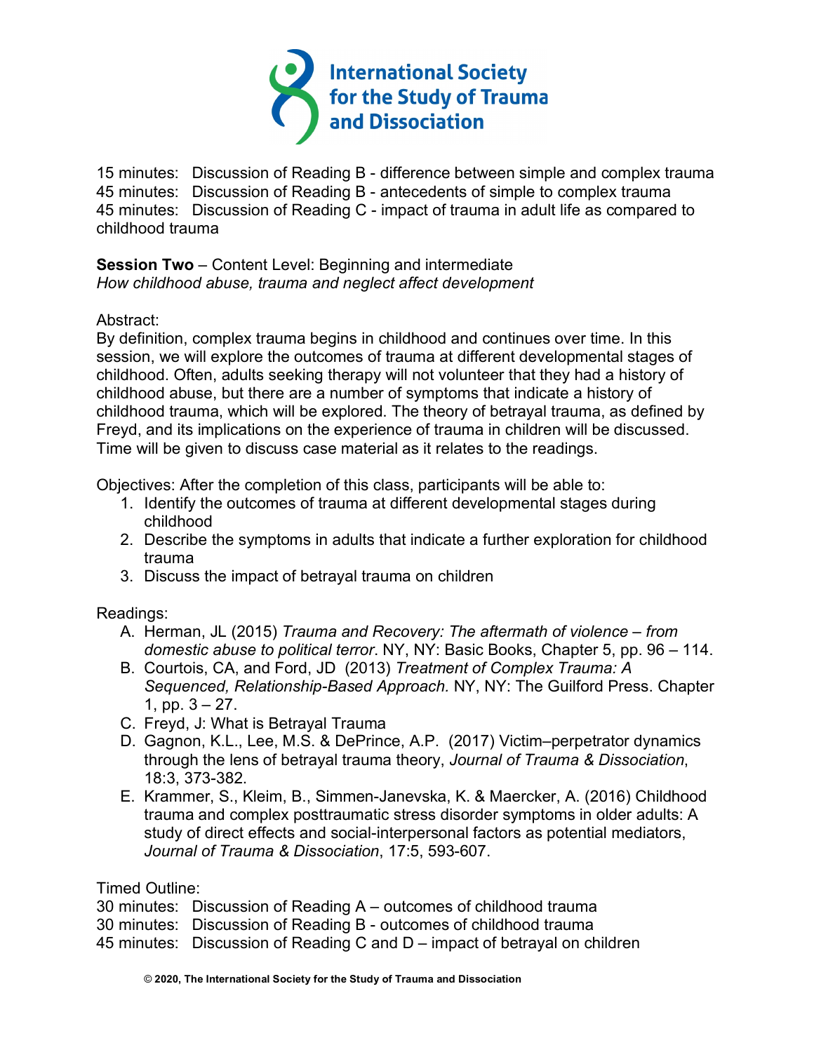15 minutes: Discussion of Reading B - difference between simple and complex trauma
45 minutes: Discussion of Reading B - antecedents of simple to complex trauma
45 minutes: Discussion of Reading C - impact of trauma in adult life as compared to childhood trauma

**Session Two** – Content Level: Beginning and intermediate
*How childhood abuse, trauma and neglect affect development*

Abstract:
By definition, complex trauma begins in childhood and continues over time. In this session, we will explore the outcomes of trauma at different developmental stages of childhood. Often, adults seeking therapy will not volunteer that they had a history of childhood abuse, but there are a number of symptoms that indicate a history of childhood trauma, which will be explored. The theory of betrayal trauma, as defined by Freyd, and its implications on the experience of trauma in children will be discussed. Time will be given to discuss case material as it relates to the readings.

Objectives: After the completion of this class, participants will be able to:

1. Identify the outcomes of trauma at different developmental stages during childhood
2. Describe the symptoms in adults that indicate a further exploration for childhood trauma
3. Discuss the impact of betrayal trauma on children

Readings:

A. Herman, JL (2015) *Trauma and Recovery: The aftermath of violence – from domestic abuse to political terror*. NY, NY: Basic Books, Chapter 5, pp. 96 – 114.
B. Courtois, CA, and Ford, JD (2013) *Treatment of Complex Trauma: A Sequenced, Relationship-Based Approach.* NY, NY: The Guilford Press. Chapter 1, pp. 3 – 27.
C. Freyd, J: What is Betrayal Trauma
D. Gagnon, K.L., Lee, M.S. & DePrince, A.P. (2017) Victim–perpetrator dynamics through the lens of betrayal trauma theory, *Journal of Trauma & Dissociation*, 18:3, 373-382.
E. Krammer, S., Kleim, B., Simmen-Janevska, K. & Maercker, A. (2016) Childhood trauma and complex posttraumatic stress disorder symptoms in older adults: A study of direct effects and social-interpersonal factors as potential mediators, *Journal of Trauma & Dissociation*, 17:5, 593-607.

Timed Outline:
30 minutes: Discussion of Reading A – outcomes of childhood trauma
30 minutes: Discussion of Reading B - outcomes of childhood trauma
45 minutes: Discussion of Reading C and D – impact of betrayal on children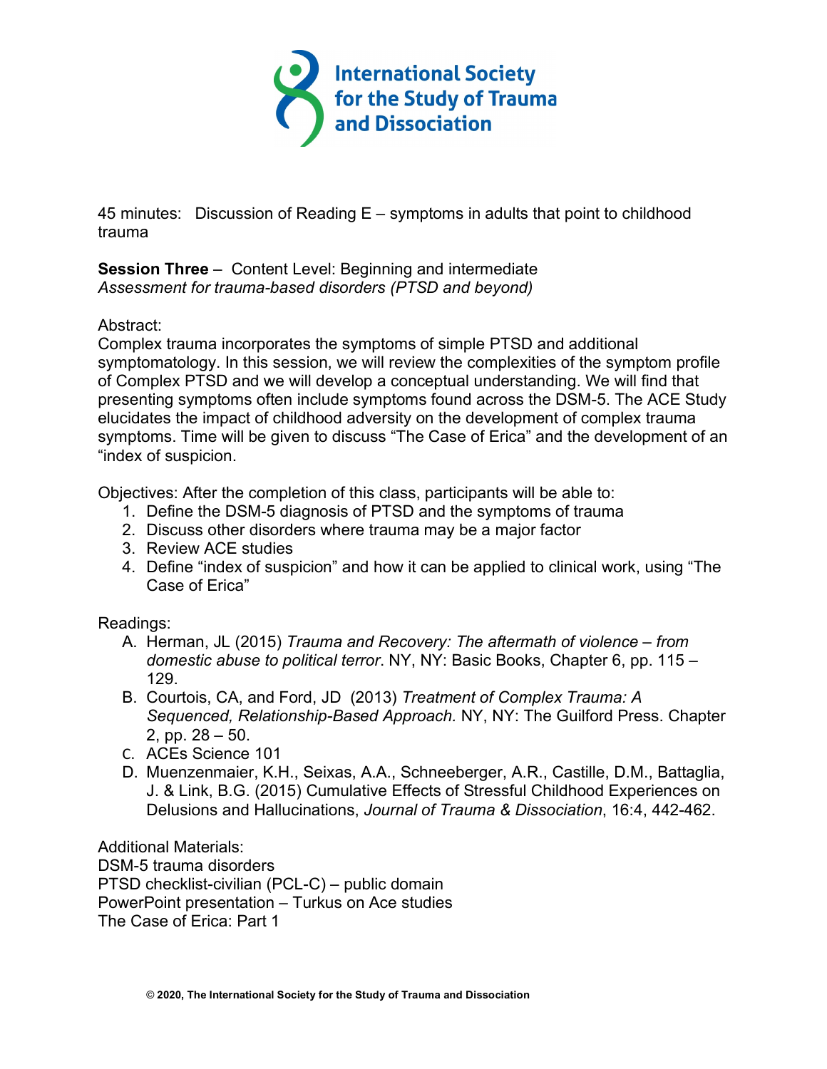45 minutes: Discussion of Reading E – symptoms in adults that point to childhood trauma

**Session Three** – Content Level: Beginning and intermediate
*Assessment for trauma-based disorders (PTSD and beyond)*

Abstract:
Complex trauma incorporates the symptoms of simple PTSD and additional symptomatology. In this session, we will review the complexities of the symptom profile of Complex PTSD and we will develop a conceptual understanding. We will find that presenting symptoms often include symptoms found across the DSM-5. The ACE Study elucidates the impact of childhood adversity on the development of complex trauma symptoms. Time will be given to discuss "The Case of Erica" and the development of an "index of suspicion.

Objectives: After the completion of this class, participants will be able to:

1. Define the DSM-5 diagnosis of PTSD and the symptoms of trauma
2. Discuss other disorders where trauma may be a major factor
3. Review ACE studies
4. Define "index of suspicion" and how it can be applied to clinical work, using "The Case of Erica"

Readings:

A. Herman, JL (2015) *Trauma and Recovery: The aftermath of violence – from domestic abuse to political terror*. NY, NY: Basic Books, Chapter 6, pp. 115 – 129.
B. Courtois, CA, and Ford, JD (2013) *Treatment of Complex Trauma: A Sequenced, Relationship-Based Approach.* NY, NY: The Guilford Press. Chapter 2, pp. 28 – 50.
C. ACEs Science 101
D. Muenzenmaier, K.H., Seixas, A.A., Schneeberger, A.R., Castille, D.M., Battaglia, J. & Link, B.G. (2015) Cumulative Effects of Stressful Childhood Experiences on Delusions and Hallucinations, *Journal of Trauma & Dissociation*, 16:4, 442-462.

Additional Materials:
DSM-5 trauma disorders
PTSD checklist-civilian (PCL-C) – public domain
PowerPoint presentation – Turkus on Ace studies
The Case of Erica: Part 1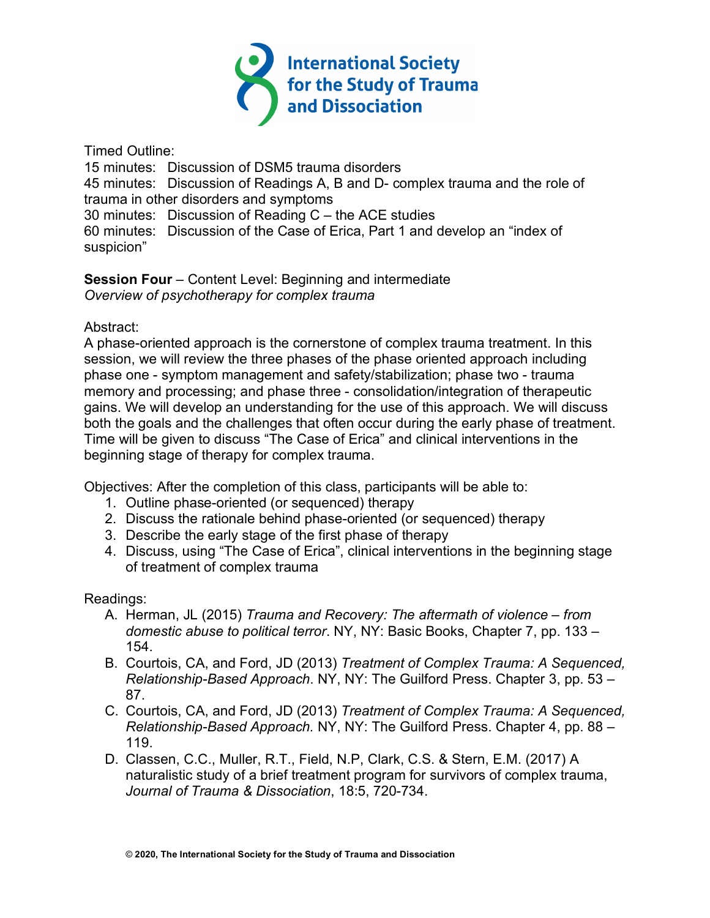Timed Outline:
15 minutes: Discussion of DSM5 trauma disorders
45 minutes: Discussion of Readings A, B and D- complex trauma and the role of trauma in other disorders and symptoms
30 minutes: Discussion of Reading C – the ACE studies
60 minutes: Discussion of the Case of Erica, Part 1 and develop an "index of suspicion"

**Session Four** – Content Level: Beginning and intermediate
*Overview of psychotherapy for complex trauma*

Abstract:
A phase-oriented approach is the cornerstone of complex trauma treatment. In this session, we will review the three phases of the phase oriented approach including phase one - symptom management and safety/stabilization; phase two - trauma memory and processing; and phase three - consolidation/integration of therapeutic gains. We will develop an understanding for the use of this approach. We will discuss both the goals and the challenges that often occur during the early phase of treatment. Time will be given to discuss "The Case of Erica" and clinical interventions in the beginning stage of therapy for complex trauma.

Objectives: After the completion of this class, participants will be able to:

1. Outline phase-oriented (or sequenced) therapy
2. Discuss the rationale behind phase-oriented (or sequenced) therapy
3. Describe the early stage of the first phase of therapy
4. Discuss, using "The Case of Erica", clinical interventions in the beginning stage of treatment of complex trauma

Readings:

A. Herman, JL (2015) *Trauma and Recovery: The aftermath of violence – from domestic abuse to political terror*. NY, NY: Basic Books, Chapter 7, pp. 133 – 154.
B. Courtois, CA, and Ford, JD (2013) *Treatment of Complex Trauma: A Sequenced, Relationship-Based Approach*. NY, NY: The Guilford Press. Chapter 3, pp. 53 – 87.
C. Courtois, CA, and Ford, JD (2013) *Treatment of Complex Trauma: A Sequenced, Relationship-Based Approach.* NY, NY: The Guilford Press. Chapter 4, pp. 88 – 119.
D. Classen, C.C., Muller, R.T., Field, N.P, Clark, C.S. & Stern, E.M. (2017) A naturalistic study of a brief treatment program for survivors of complex trauma, *Journal of Trauma & Dissociation*, 18:5, 720-734.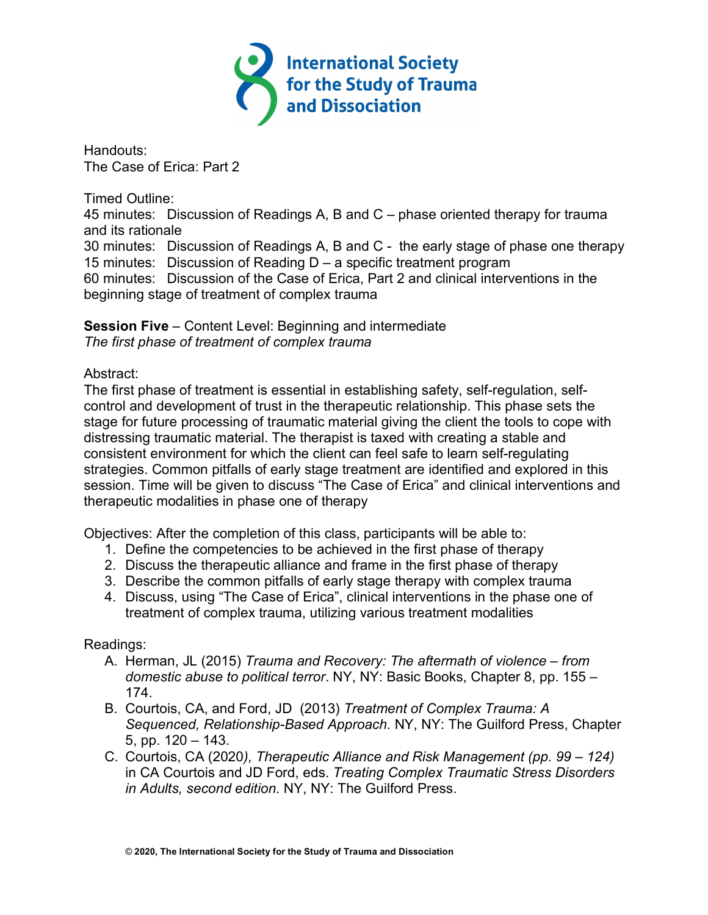Handouts:
The Case of Erica: Part 2

Timed Outline:
45 minutes: Discussion of Readings A, B and C – phase oriented therapy for trauma and its rationale
30 minutes: Discussion of Readings A, B and C - the early stage of phase one therapy
15 minutes: Discussion of Reading D – a specific treatment program
60 minutes: Discussion of the Case of Erica, Part 2 and clinical interventions in the beginning stage of treatment of complex trauma

**Session Five** – Content Level: Beginning and intermediate
*The first phase of treatment of complex trauma*

Abstract:
The first phase of treatment is essential in establishing safety, self-regulation, self-control and development of trust in the therapeutic relationship. This phase sets the stage for future processing of traumatic material giving the client the tools to cope with distressing traumatic material. The therapist is taxed with creating a stable and consistent environment for which the client can feel safe to learn self-regulating strategies. Common pitfalls of early stage treatment are identified and explored in this session. Time will be given to discuss "The Case of Erica" and clinical interventions and therapeutic modalities in phase one of therapy

Objectives: After the completion of this class, participants will be able to:

1. Define the competencies to be achieved in the first phase of therapy
2. Discuss the therapeutic alliance and frame in the first phase of therapy
3. Describe the common pitfalls of early stage therapy with complex trauma
4. Discuss, using "The Case of Erica", clinical interventions in the phase one of treatment of complex trauma, utilizing various treatment modalities

Readings:

A. Herman, JL (2015) *Trauma and Recovery: The aftermath of violence – from domestic abuse to political terror*. NY, NY: Basic Books, Chapter 8, pp. 155 – 174.
B. Courtois, CA, and Ford, JD (2013) *Treatment of Complex Trauma: A Sequenced, Relationship-Based Approach.* NY, NY: The Guilford Press, Chapter 5, pp. 120 – 143.
C. Courtois, CA (2020*), Therapeutic Alliance and Risk Management (pp. 99 – 124)* in CA Courtois and JD Ford, eds. *Treating Complex Traumatic Stress Disorders in Adults, second edition.* NY, NY: The Guilford Press.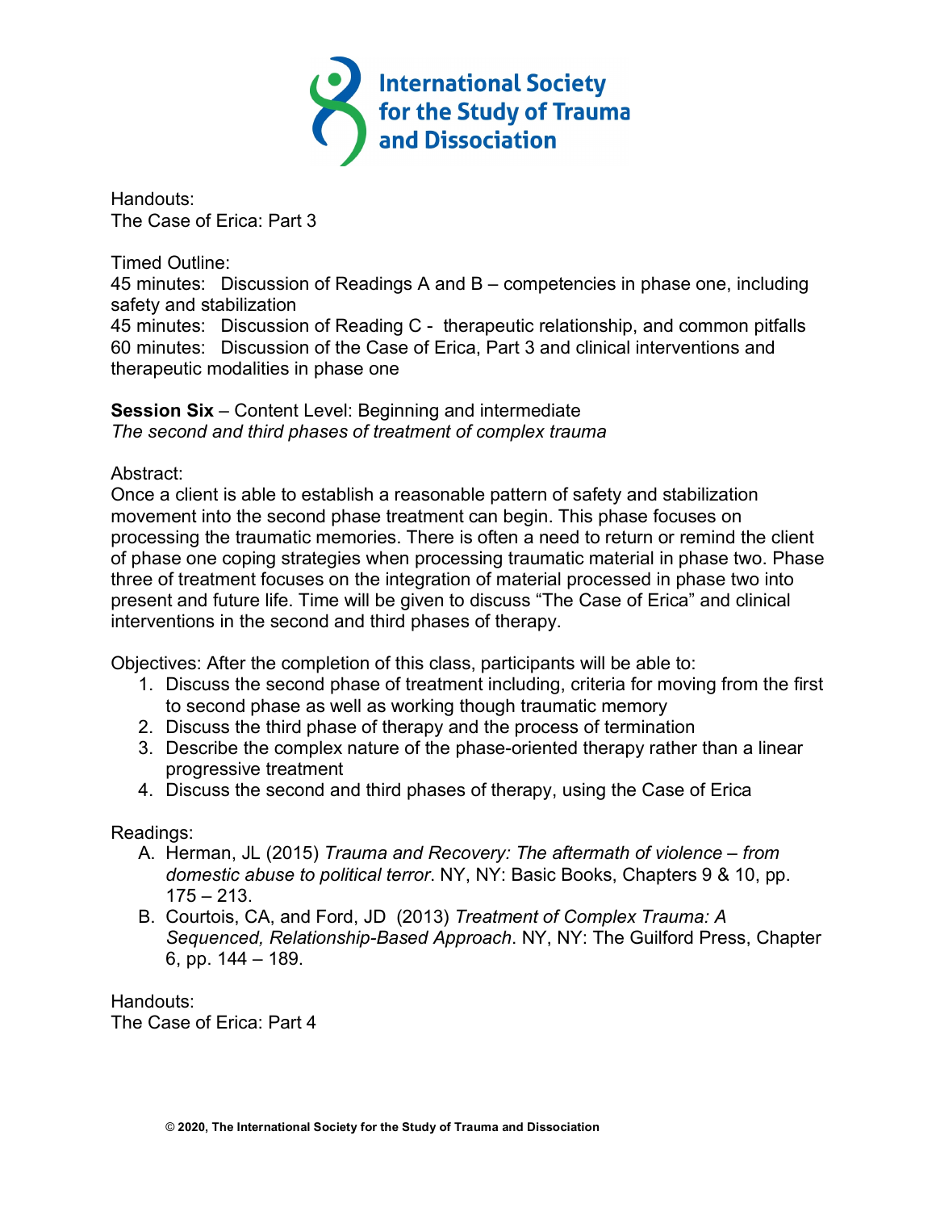Handouts:
The Case of Erica: Part 3

Timed Outline:
45 minutes: Discussion of Readings A and B – competencies in phase one, including safety and stabilization
45 minutes: Discussion of Reading C - therapeutic relationship, and common pitfalls
60 minutes: Discussion of the Case of Erica, Part 3 and clinical interventions and therapeutic modalities in phase one

**Session Six** – Content Level: Beginning and intermediate
*The second and third phases of treatment of complex trauma*

Abstract:
Once a client is able to establish a reasonable pattern of safety and stabilization movement into the second phase treatment can begin. This phase focuses on processing the traumatic memories. There is often a need to return or remind the client of phase one coping strategies when processing traumatic material in phase two. Phase three of treatment focuses on the integration of material processed in phase two into present and future life. Time will be given to discuss "The Case of Erica" and clinical interventions in the second and third phases of therapy.

Objectives: After the completion of this class, participants will be able to:

1. Discuss the second phase of treatment including, criteria for moving from the first to second phase as well as working though traumatic memory
2. Discuss the third phase of therapy and the process of termination
3. Describe the complex nature of the phase-oriented therapy rather than a linear progressive treatment
4. Discuss the second and third phases of therapy, using the Case of Erica

Readings:

A. Herman, JL (2015) *Trauma and Recovery: The aftermath of violence – from domestic abuse to political terror*. NY, NY: Basic Books, Chapters 9 & 10, pp. 175 – 213.
B. Courtois, CA, and Ford, JD (2013) *Treatment of Complex Trauma: A Sequenced, Relationship-Based Approach*. NY, NY: The Guilford Press, Chapter 6, pp. 144 – 189.

Handouts:
The Case of Erica: Part 4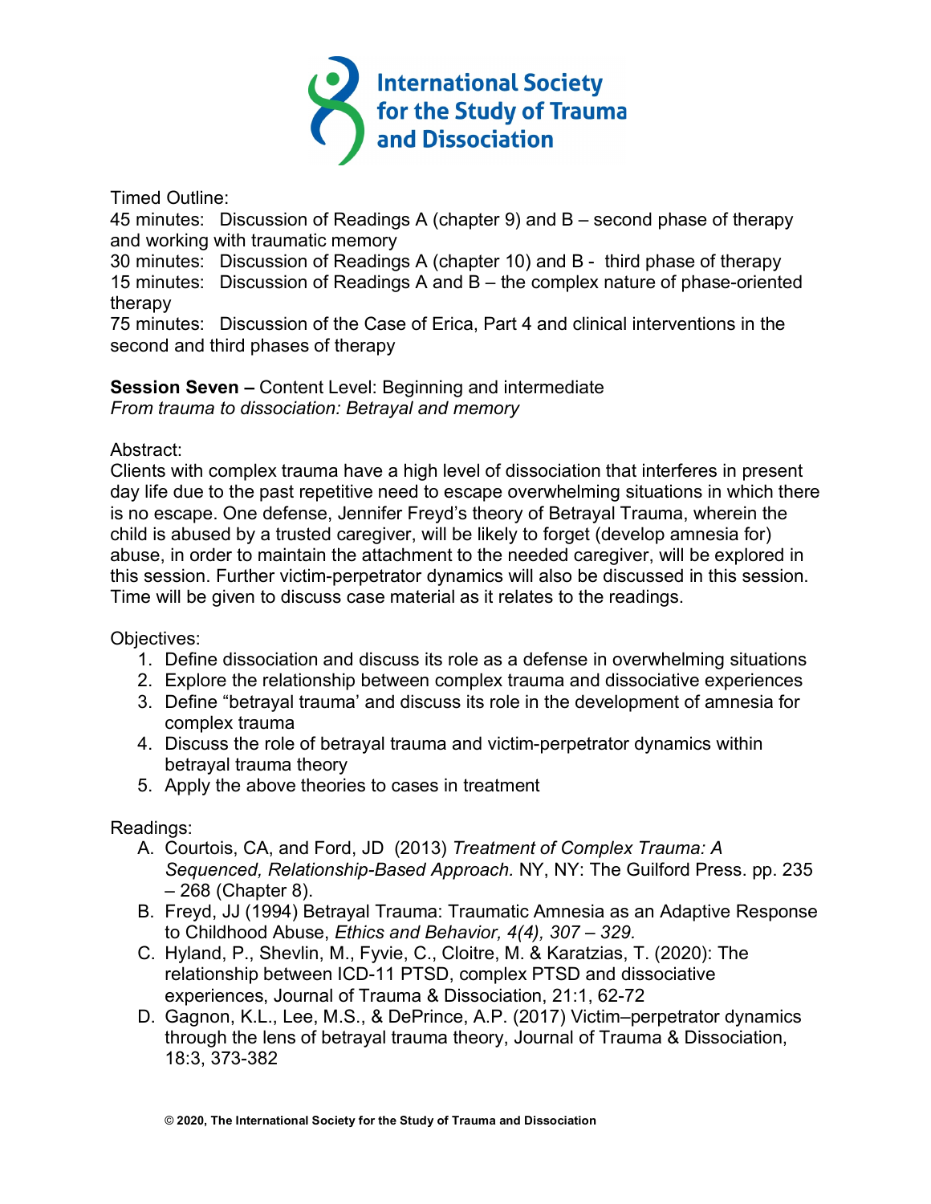Timed Outline:
45 minutes: Discussion of Readings A (chapter 9) and B – second phase of therapy and working with traumatic memory
30 minutes: Discussion of Readings A (chapter 10) and B - third phase of therapy
15 minutes: Discussion of Readings A and B – the complex nature of phase-oriented therapy
75 minutes: Discussion of the Case of Erica, Part 4 and clinical interventions in the second and third phases of therapy

**Session Seven –** Content Level: Beginning and intermediate
*From trauma to dissociation: Betrayal and memory*

Abstract:
Clients with complex trauma have a high level of dissociation that interferes in present day life due to the past repetitive need to escape overwhelming situations in which there is no escape. One defense, Jennifer Freyd's theory of Betrayal Trauma, wherein the child is abused by a trusted caregiver, will be likely to forget (develop amnesia for) abuse, in order to maintain the attachment to the needed caregiver, will be explored in this session. Further victim-perpetrator dynamics will also be discussed in this session. Time will be given to discuss case material as it relates to the readings.

Objectives:

1. Define dissociation and discuss its role as a defense in overwhelming situations
2. Explore the relationship between complex trauma and dissociative experiences
3. Define "betrayal trauma' and discuss its role in the development of amnesia for complex trauma
4. Discuss the role of betrayal trauma and victim-perpetrator dynamics within betrayal trauma theory
5. Apply the above theories to cases in treatment

Readings:

A. Courtois, CA, and Ford, JD (2013) *Treatment of Complex Trauma: A Sequenced, Relationship-Based Approach.* NY, NY: The Guilford Press. pp. 235 – 268 (Chapter 8).
B. Freyd, JJ (1994) Betrayal Trauma: Traumatic Amnesia as an Adaptive Response to Childhood Abuse, *Ethics and Behavior, 4(4), 307 – 329.*
C. Hyland, P., Shevlin, M., Fyvie, C., Cloitre, M. & Karatzias, T. (2020): The relationship between ICD-11 PTSD, complex PTSD and dissociative experiences, Journal of Trauma & Dissociation, 21:1, 62-72
D. Gagnon, K.L., Lee, M.S., & DePrince, A.P. (2017) Victim–perpetrator dynamics through the lens of betrayal trauma theory, Journal of Trauma & Dissociation, 18:3, 373-382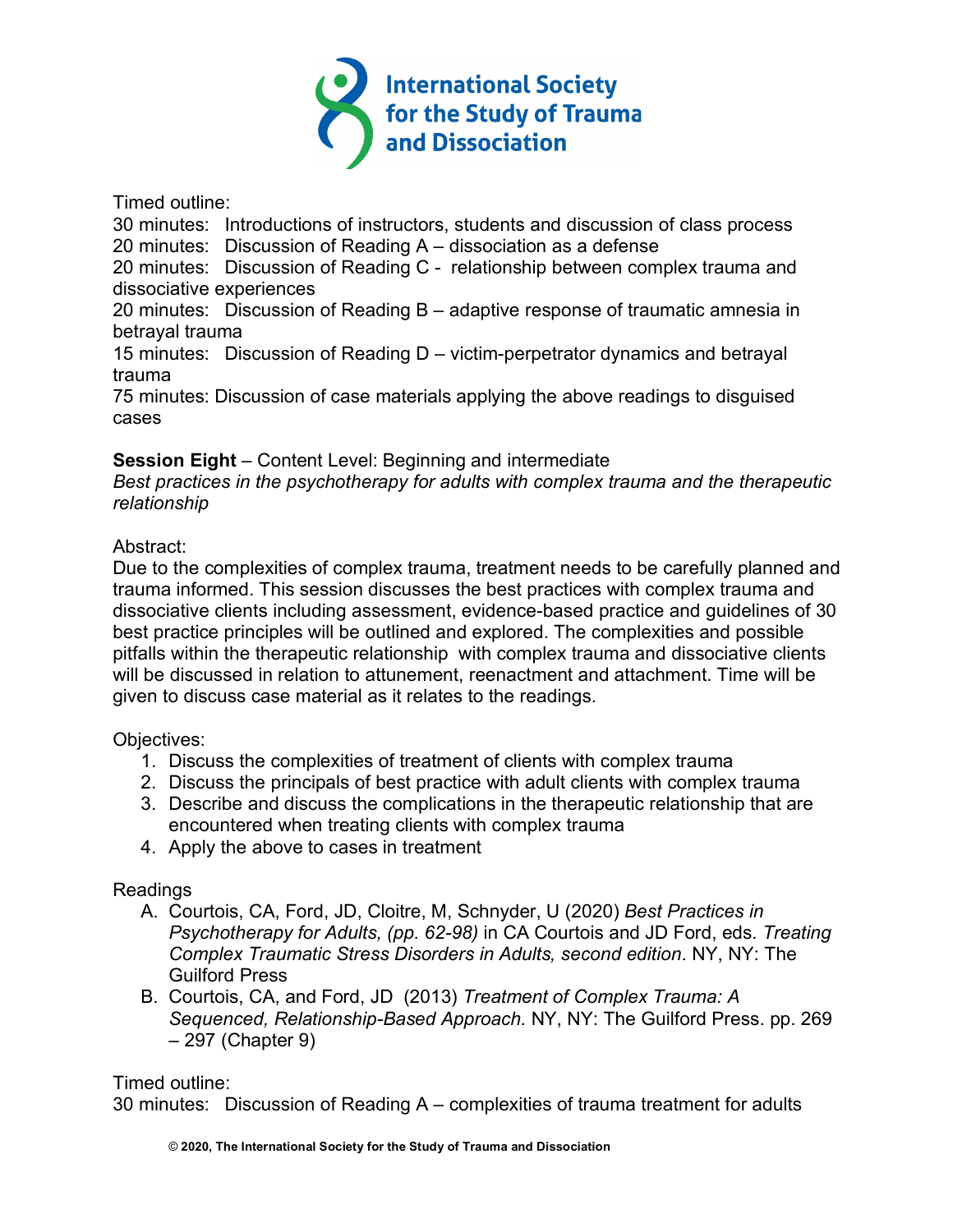Timed outline:
30 minutes: Introductions of instructors, students and discussion of class process
20 minutes: Discussion of Reading A – dissociation as a defense
20 minutes: Discussion of Reading C - relationship between complex trauma and dissociative experiences
20 minutes: Discussion of Reading B – adaptive response of traumatic amnesia in betrayal trauma
15 minutes: Discussion of Reading D – victim-perpetrator dynamics and betrayal trauma
75 minutes: Discussion of case materials applying the above readings to disguised cases

**Session Eight** – Content Level: Beginning and intermediate
*Best practices in the psychotherapy for adults with complex trauma and the therapeutic relationship*

Abstract:
Due to the complexities of complex trauma, treatment needs to be carefully planned and trauma informed. This session discusses the best practices with complex trauma and dissociative clients including assessment, evidence-based practice and guidelines of 30 best practice principles will be outlined and explored. The complexities and possible pitfalls within the therapeutic relationship with complex trauma and dissociative clients will be discussed in relation to attunement, reenactment and attachment. Time will be given to discuss case material as it relates to the readings.

Objectives:
1. Discuss the complexities of treatment of clients with complex trauma
2. Discuss the principals of best practice with adult clients with complex trauma
3. Describe and discuss the complications in the therapeutic relationship that are encountered when treating clients with complex trauma
4. Apply the above to cases in treatment

Readings
A. Courtois, CA, Ford, JD, Cloitre, M, Schnyder, U (2020) *Best Practices in Psychotherapy for Adults, (pp. 62-98)* in CA Courtois and JD Ford, eds. *Treating Complex Traumatic Stress Disorders in Adults, second edition*. NY, NY: The Guilford Press
B. Courtois, CA, and Ford, JD (2013) *Treatment of Complex Trauma: A Sequenced, Relationship-Based Approach.* NY, NY: The Guilford Press. pp. 269 – 297 (Chapter 9)

Timed outline:
30 minutes: Discussion of Reading A – complexities of trauma treatment for adults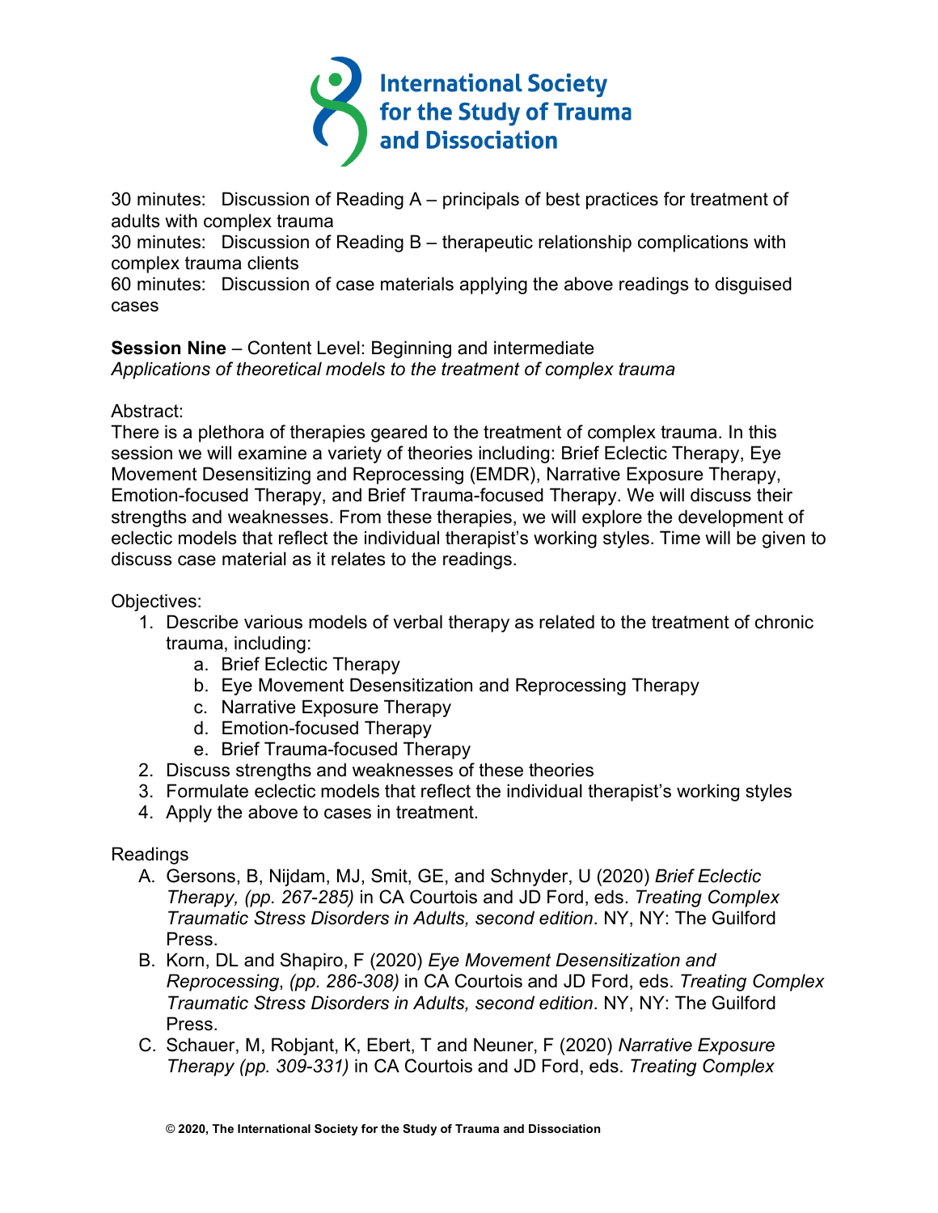30 minutes: Discussion of Reading A – principals of best practices for treatment of adults with complex trauma
30 minutes: Discussion of Reading B – therapeutic relationship complications with complex trauma clients
60 minutes: Discussion of case materials applying the above readings to disguised cases

**Session Nine** – Content Level: Beginning and intermediate
*Applications of theoretical models to the treatment of complex trauma*

Abstract:
There is a plethora of therapies geared to the treatment of complex trauma. In this session we will examine a variety of theories including: Brief Eclectic Therapy, Eye Movement Desensitizing and Reprocessing (EMDR), Narrative Exposure Therapy, Emotion-focused Therapy, and Brief Trauma-focused Therapy. We will discuss their strengths and weaknesses. From these therapies, we will explore the development of eclectic models that reflect the individual therapist's working styles. Time will be given to discuss case material as it relates to the readings.

Objectives:

1. Describe various models of verbal therapy as related to the treatment of chronic trauma, including:
   a. Brief Eclectic Therapy
   b. Eye Movement Desensitization and Reprocessing Therapy
   c. Narrative Exposure Therapy
   d. Emotion-focused Therapy
   e. Brief Trauma-focused Therapy
2. Discuss strengths and weaknesses of these theories
3. Formulate eclectic models that reflect the individual therapist's working styles
4. Apply the above to cases in treatment.

Readings

A. Gersons, B, Nijdam, MJ, Smit, GE, and Schnyder, U (2020) *Brief Eclectic Therapy, (pp. 267-285)* in CA Courtois and JD Ford, eds. *Treating Complex Traumatic Stress Disorders in Adults, second edition*. NY, NY: The Guilford Press.
B. Korn, DL and Shapiro, F (2020) *Eye Movement Desensitization and Reprocessing*, *(pp. 286-308)* in CA Courtois and JD Ford, eds. *Treating Complex Traumatic Stress Disorders in Adults, second edition*. NY, NY: The Guilford Press.
C. Schauer, M, Robjant, K, Ebert, T and Neuner, F (2020) *Narrative Exposure Therapy (pp. 309-331)* in CA Courtois and JD Ford, eds. *Treating Complex*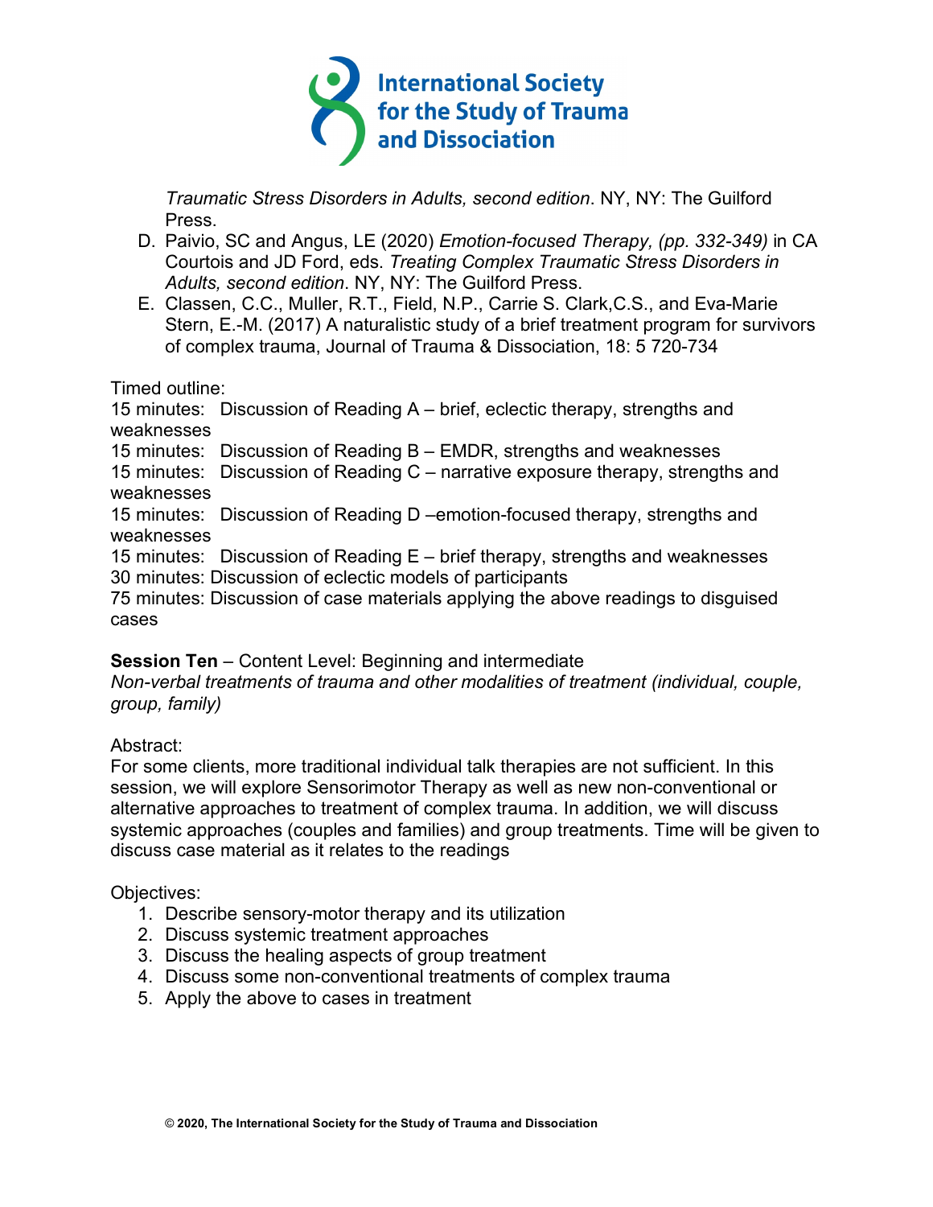*Traumatic Stress Disorders in Adults, second edition*. NY, NY: The Guilford Press.

D. Paivio, SC and Angus, LE (2020) *Emotion-focused Therapy, (pp. 332-349)* in CA Courtois and JD Ford, eds. *Treating Complex Traumatic Stress Disorders in Adults, second edition*. NY, NY: The Guilford Press.
E. Classen, C.C., Muller, R.T., Field, N.P., Carrie S. Clark,C.S., and Eva-Marie Stern, E.-M. (2017) A naturalistic study of a brief treatment program for survivors of complex trauma, Journal of Trauma & Dissociation, 18: 5 720-734

Timed outline:
15 minutes: Discussion of Reading A – brief, eclectic therapy, strengths and weaknesses
15 minutes: Discussion of Reading B – EMDR, strengths and weaknesses
15 minutes: Discussion of Reading C – narrative exposure therapy, strengths and weaknesses
15 minutes: Discussion of Reading D –emotion-focused therapy, strengths and weaknesses
15 minutes: Discussion of Reading E – brief therapy, strengths and weaknesses
30 minutes: Discussion of eclectic models of participants
75 minutes: Discussion of case materials applying the above readings to disguised cases

**Session Ten** – Content Level: Beginning and intermediate
*Non-verbal treatments of trauma and other modalities of treatment (individual, couple, group, family)*

Abstract:
For some clients, more traditional individual talk therapies are not sufficient. In this session, we will explore Sensorimotor Therapy as well as new non-conventional or alternative approaches to treatment of complex trauma. In addition, we will discuss systemic approaches (couples and families) and group treatments. Time will be given to discuss case material as it relates to the readings

Objectives:
1. Describe sensory-motor therapy and its utilization
2. Discuss systemic treatment approaches
3. Discuss the healing aspects of group treatment
4. Discuss some non-conventional treatments of complex trauma
5. Apply the above to cases in treatment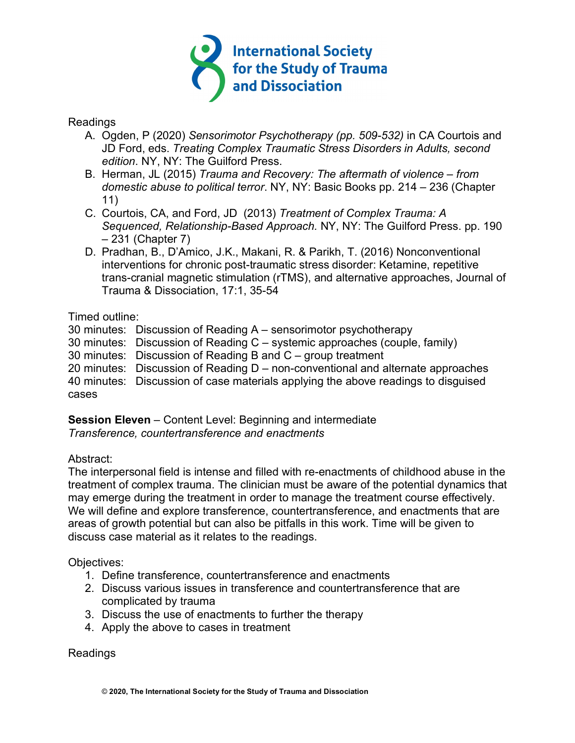Readings

A. Ogden, P (2020) *Sensorimotor Psychotherapy (pp. 509-532)* in CA Courtois and JD Ford, eds. *Treating Complex Traumatic Stress Disorders in Adults, second edition*. NY, NY: The Guilford Press.
B. Herman, JL (2015) *Trauma and Recovery: The aftermath of violence – from domestic abuse to political terror*. NY, NY: Basic Books pp. 214 – 236 (Chapter 11)
C. Courtois, CA, and Ford, JD (2013) *Treatment of Complex Trauma: A Sequenced, Relationship-Based Approach.* NY, NY: The Guilford Press. pp. 190 – 231 (Chapter 7)
D. Pradhan, B., D'Amico, J.K., Makani, R. & Parikh, T. (2016) Nonconventional interventions for chronic post-traumatic stress disorder: Ketamine, repetitive trans-cranial magnetic stimulation (rTMS), and alternative approaches, Journal of Trauma & Dissociation, 17:1, 35-54

Timed outline:
30 minutes: Discussion of Reading A – sensorimotor psychotherapy
30 minutes: Discussion of Reading C – systemic approaches (couple, family)
30 minutes: Discussion of Reading B and C – group treatment
20 minutes: Discussion of Reading D – non-conventional and alternate approaches
40 minutes: Discussion of case materials applying the above readings to disguised cases

**Session Eleven** – Content Level: Beginning and intermediate
*Transference, countertransference and enactments*

Abstract:
The interpersonal field is intense and filled with re-enactments of childhood abuse in the treatment of complex trauma. The clinician must be aware of the potential dynamics that may emerge during the treatment in order to manage the treatment course effectively. We will define and explore transference, countertransference, and enactments that are areas of growth potential but can also be pitfalls in this work. Time will be given to discuss case material as it relates to the readings.

Objectives:

1. Define transference, countertransference and enactments
2. Discuss various issues in transference and countertransference that are complicated by trauma
3. Discuss the use of enactments to further the therapy
4. Apply the above to cases in treatment

Readings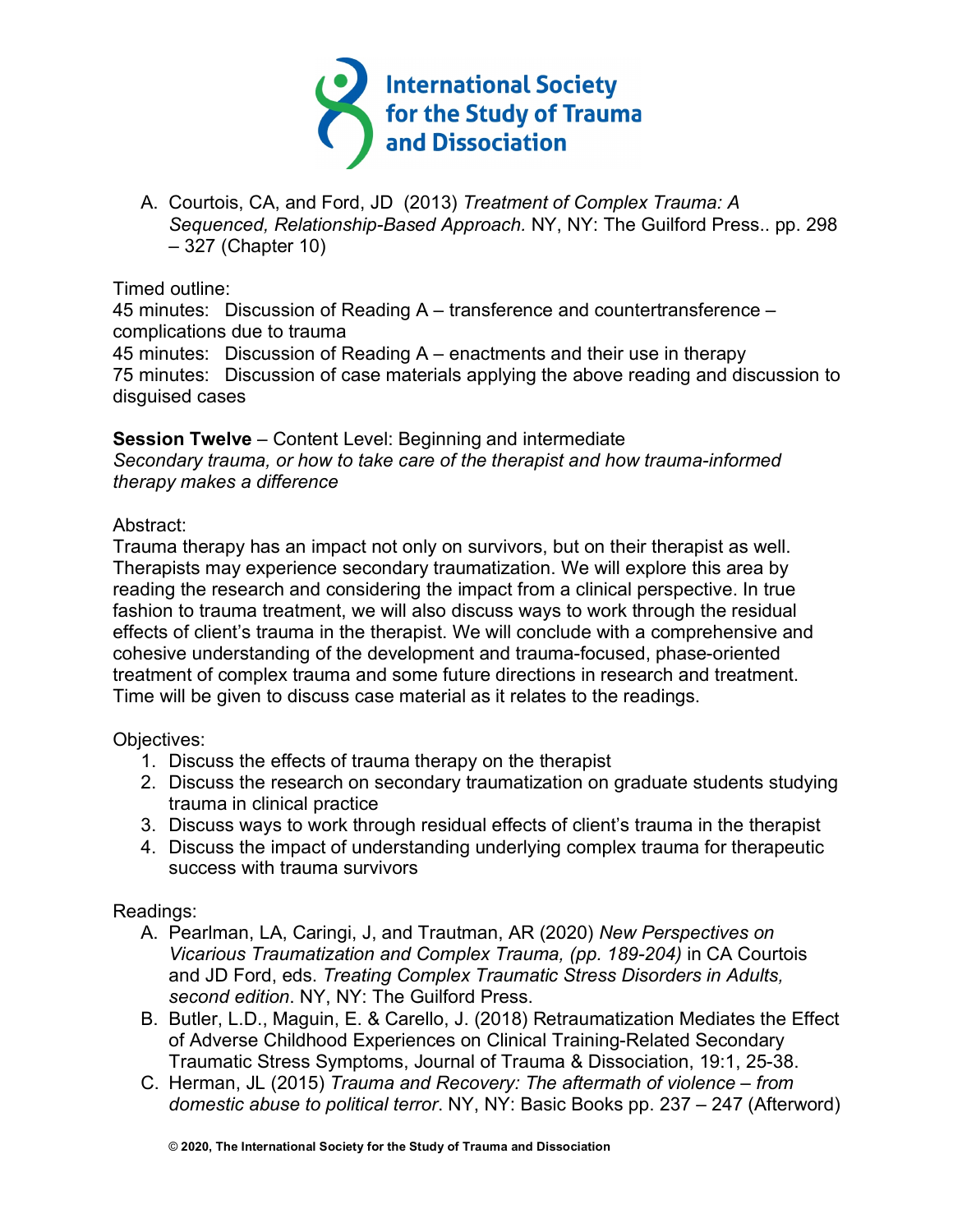A. Courtois, CA, and Ford, JD (2013) *Treatment of Complex Trauma: A Sequenced, Relationship-Based Approach.* NY, NY: The Guilford Press.. pp. 298 – 327 (Chapter 10)

Timed outline:
45 minutes: Discussion of Reading A – transference and countertransference – complications due to trauma
45 minutes: Discussion of Reading A – enactments and their use in therapy
75 minutes: Discussion of case materials applying the above reading and discussion to disguised cases

**Session Twelve** – Content Level: Beginning and intermediate
*Secondary trauma, or how to take care of the therapist and how trauma-informed therapy makes a difference*

Abstract:
Trauma therapy has an impact not only on survivors, but on their therapist as well. Therapists may experience secondary traumatization. We will explore this area by reading the research and considering the impact from a clinical perspective. In true fashion to trauma treatment, we will also discuss ways to work through the residual effects of client's trauma in the therapist. We will conclude with a comprehensive and cohesive understanding of the development and trauma-focused, phase-oriented treatment of complex trauma and some future directions in research and treatment. Time will be given to discuss case material as it relates to the readings.

Objectives:

1. Discuss the effects of trauma therapy on the therapist
2. Discuss the research on secondary traumatization on graduate students studying trauma in clinical practice
3. Discuss ways to work through residual effects of client's trauma in the therapist
4. Discuss the impact of understanding underlying complex trauma for therapeutic success with trauma survivors

Readings:

A. Pearlman, LA, Caringi, J, and Trautman, AR (2020) *New Perspectives on Vicarious Traumatization and Complex Trauma, (pp. 189-204)* in CA Courtois and JD Ford, eds. *Treating Complex Traumatic Stress Disorders in Adults, second edition*. NY, NY: The Guilford Press.
B. Butler, L.D., Maguin, E. & Carello, J. (2018) Retraumatization Mediates the Effect of Adverse Childhood Experiences on Clinical Training-Related Secondary Traumatic Stress Symptoms, Journal of Trauma & Dissociation, 19:1, 25-38.
C. Herman, JL (2015) *Trauma and Recovery: The aftermath of violence – from domestic abuse to political terror*. NY, NY: Basic Books pp. 237 – 247 (Afterword)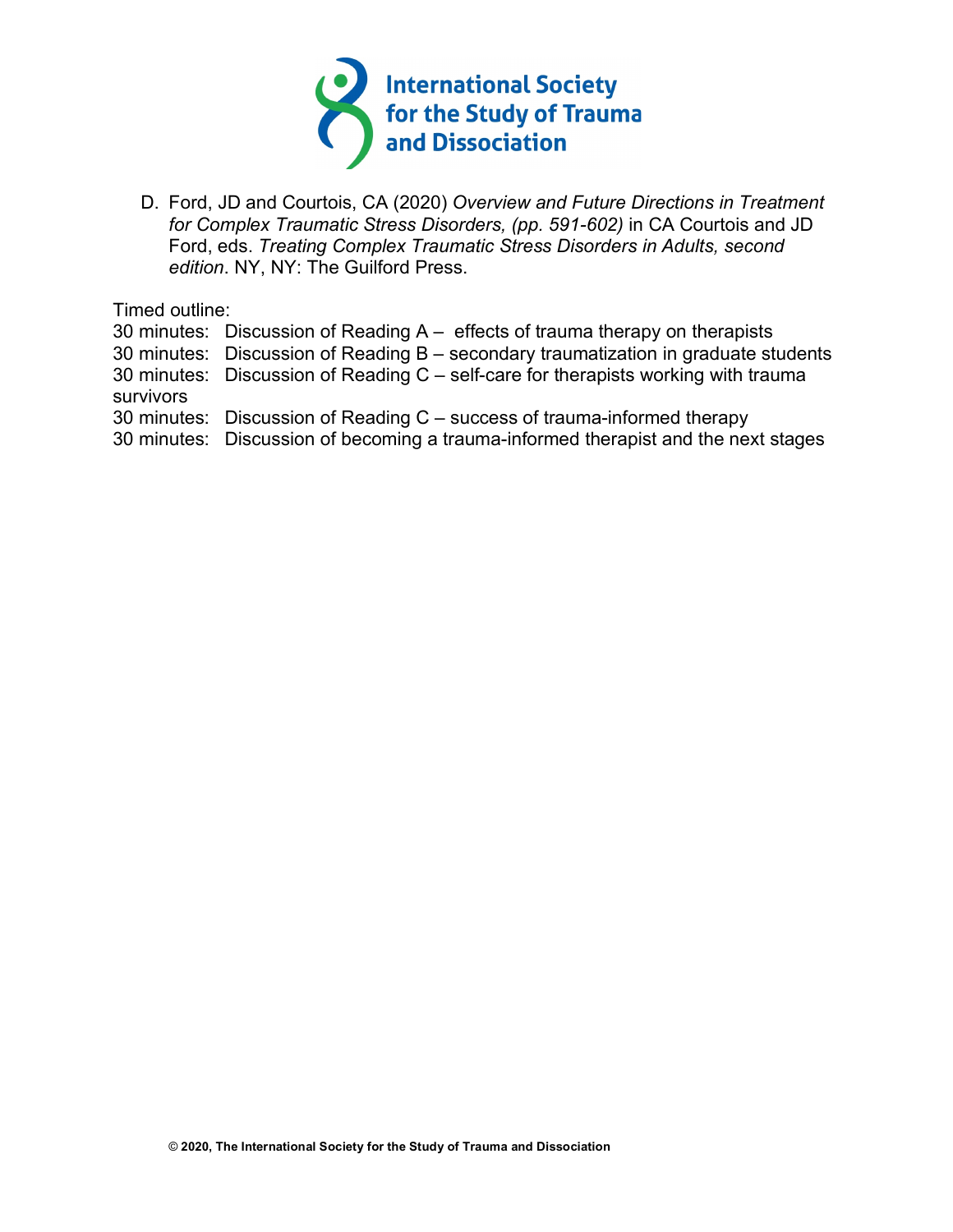D. Ford, JD and Courtois, CA (2020) *Overview and Future Directions in Treatment for Complex Traumatic Stress Disorders, (pp. 591-602)* in CA Courtois and JD Ford, eds. *Treating Complex Traumatic Stress Disorders in Adults, second edition*. NY, NY: The Guilford Press.

Timed outline:

30 minutes: Discussion of Reading A – effects of trauma therapy on therapists
30 minutes: Discussion of Reading B – secondary traumatization in graduate students
30 minutes: Discussion of Reading C – self-care for therapists working with trauma survivors
30 minutes: Discussion of Reading C – success of trauma-informed therapy
30 minutes: Discussion of becoming a trauma-informed therapist and the next stages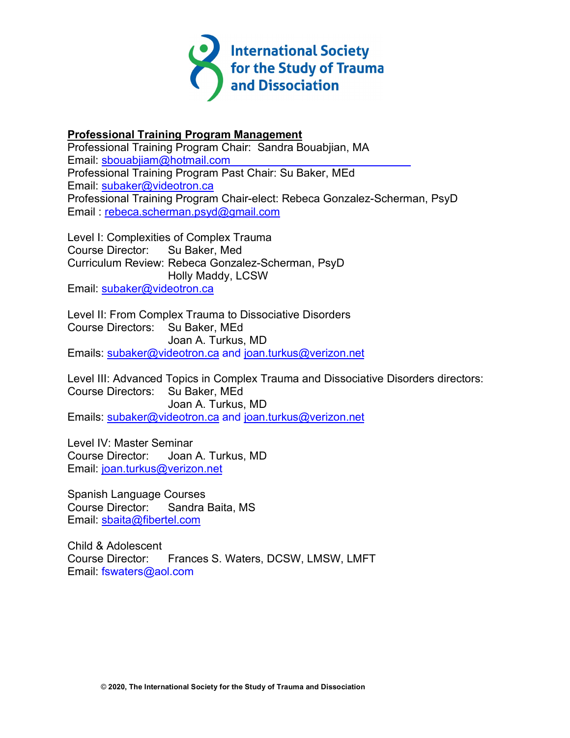International Society for the Study of Trauma and Dissociation

**Professional Training Program Management**

Professional Training Program Chair: Sandra Bouabjian, MA
Email: sbouabjiam@hotmail.com
Professional Training Program Past Chair: Su Baker, MEd
Email: subaker@videotron.ca
Professional Training Program Chair-elect: Rebeca Gonzalez-Scherman, PsyD
Email : rebeca.scherman.psyd@gmail.com

Level I: Complexities of Complex Trauma
Course Director: Su Baker, Med
Curriculum Review: Rebeca Gonzalez-Scherman, PsyD
Holly Maddy, LCSW
Email: subaker@videotron.ca

Level II: From Complex Trauma to Dissociative Disorders
Course Directors: Su Baker, MEd
Joan A. Turkus, MD
Emails: subaker@videotron.ca and joan.turkus@verizon.net

Level III: Advanced Topics in Complex Trauma and Dissociative Disorders directors:
Course Directors: Su Baker, MEd
Joan A. Turkus, MD
Emails: subaker@videotron.ca and joan.turkus@verizon.net

Level IV: Master Seminar
Course Director: Joan A. Turkus, MD
Email: joan.turkus@verizon.net

Spanish Language Courses
Course Director: Sandra Baita, MS
Email: sbaita@fibertel.com

Child & Adolescent
Course Director: Frances S. Waters, DCSW, LMSW, LMFT
Email: fswaters@aol.com

© 2020, The International Society for the Study of Trauma and Dissociation